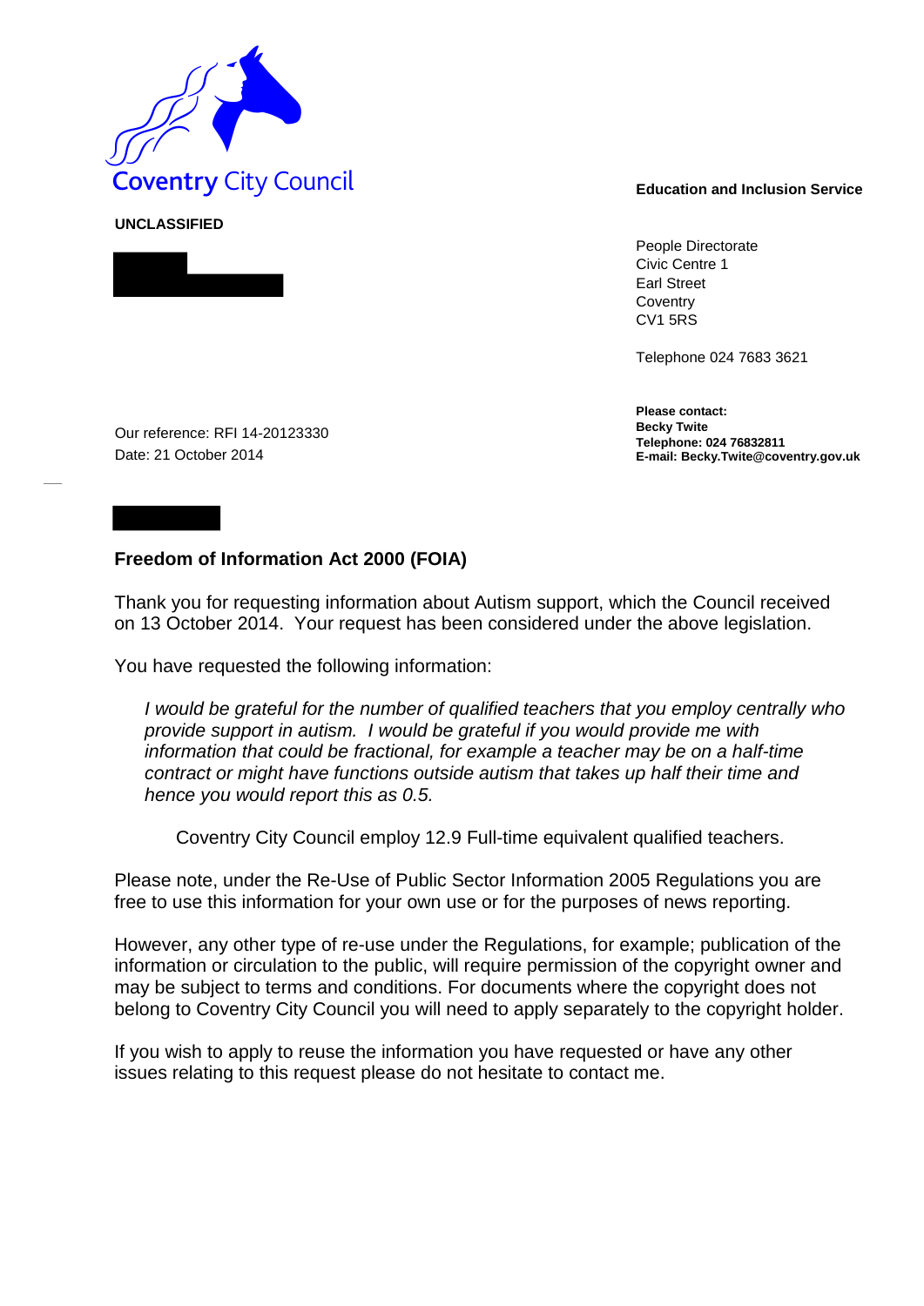Coventry City Council

**Education and Inclusion Service**

**UNCLASSIFIED**

People Directorate
Civic Centre 1
Earl Street
Coventry
CV1 5RS

Telephone 024 7683 3621

**Please contact:**
**Becky Twite**
**Telephone: 024 76832811**
**E-mail: Becky.Twite@coventry.gov.uk**

Our reference: RFI 14-20123330
Date: 21 October 2014

**Freedom of Information Act 2000 (FOIA)**

Thank you for requesting information about Autism support, which the Council received on 13 October 2014. Your request has been considered under the above legislation.

You have requested the following information:

> *I would be grateful for the number of qualified teachers that you employ centrally who provide support in autism. I would be grateful if you would provide me with information that could be fractional, for example a teacher may be on a half-time contract or might have functions outside autism that takes up half their time and hence you would report this as 0.5.*

Coventry City Council employ 12.9 Full-time equivalent qualified teachers.

Please note, under the Re-Use of Public Sector Information 2005 Regulations you are free to use this information for your own use or for the purposes of news reporting.

However, any other type of re-use under the Regulations, for example; publication of the information or circulation to the public, will require permission of the copyright owner and may be subject to terms and conditions. For documents where the copyright does not belong to Coventry City Council you will need to apply separately to the copyright holder.

If you wish to apply to reuse the information you have requested or have any other issues relating to this request please do not hesitate to contact me.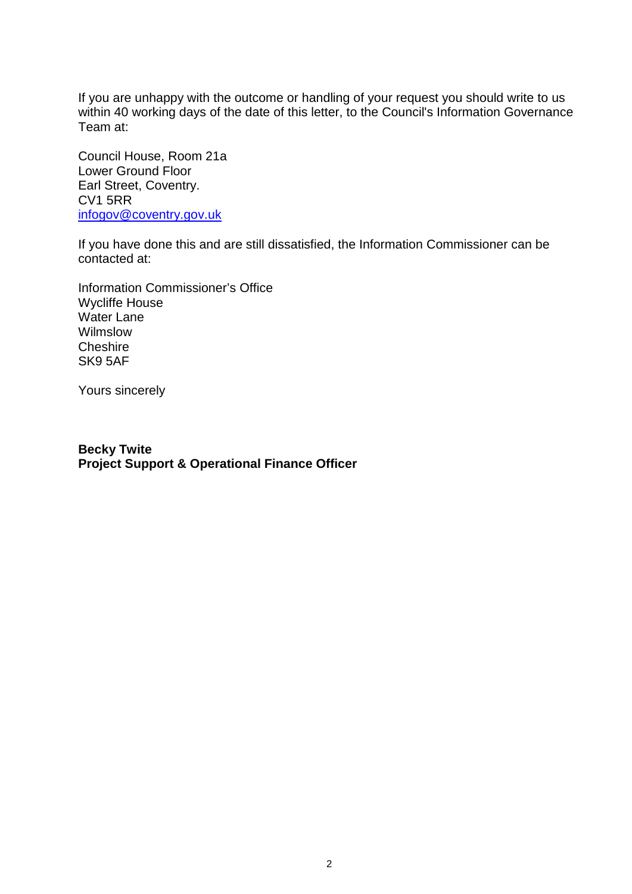If you are unhappy with the outcome or handling of your request you should write to us within 40 working days of the date of this letter, to the Council's Information Governance Team at:

Council House, Room 21a  
Lower Ground Floor  
Earl Street, Coventry.  
CV1 5RR  
infogov@coventry.gov.uk

If you have done this and are still dissatisfied, the Information Commissioner can be contacted at:

Information Commissioner's Office  
Wycliffe House  
Water Lane  
Wilmslow  
Cheshire  
SK9 5AF

Yours sincerely

**Becky Twite**  
**Project Support & Operational Finance Officer**